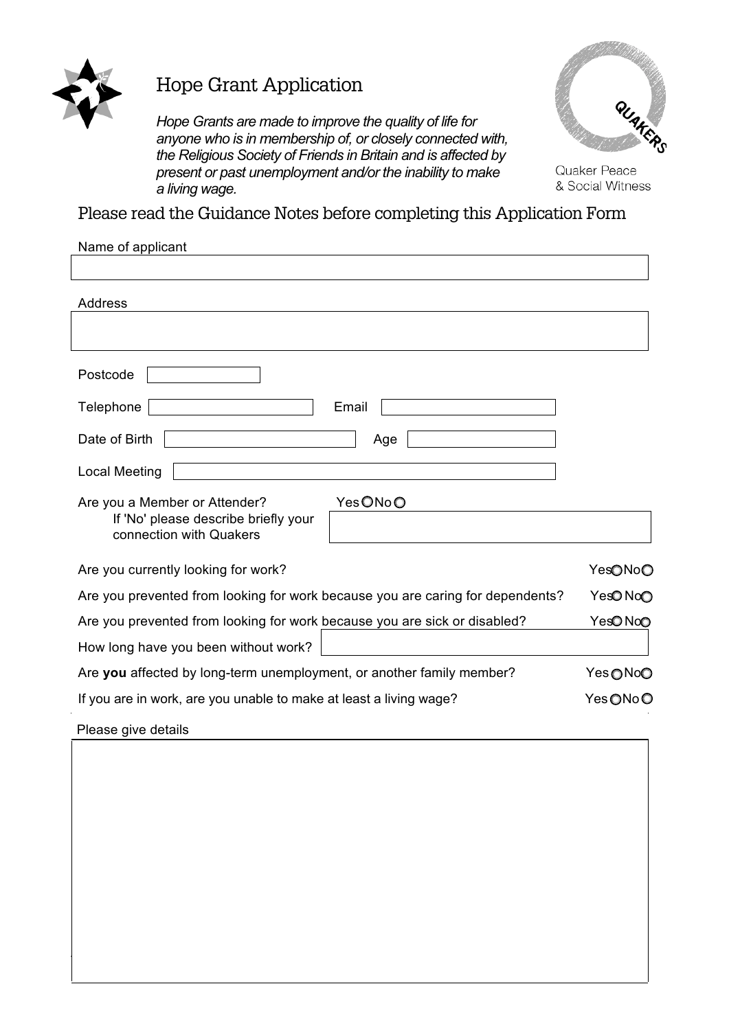# Hope Grant Application

*Hope Grants are made to improve the quality of life for anyone who is in membership of, or closely connected with, the Religious Society of Friends in Britain and is affected by present or past unemployment and/or the inability to make a living wage.*

Quaker Peace & Social Witness

## Please read the Guidance Notes before completing this Application Form

Name of applicant

Address

Postcode

Telephone

Email

Date of Birth

Age

Local Meeting

Are you a Member or Attender? Yes ○ No ○

If 'No' please describe briefly your connection with Quakers

Are you currently looking for work? Yes ○ No ○

Are you prevented from looking for work because you are caring for dependents? Yes ○ No ○

Are you prevented from looking for work because you are sick or disabled? Yes ○ No ○

How long have you been without work?

Are **you** affected by long-term unemployment, or another family member? Yes ○ No ○

If you are in work, are you unable to make at least a living wage? Yes ○ No ○

Please give details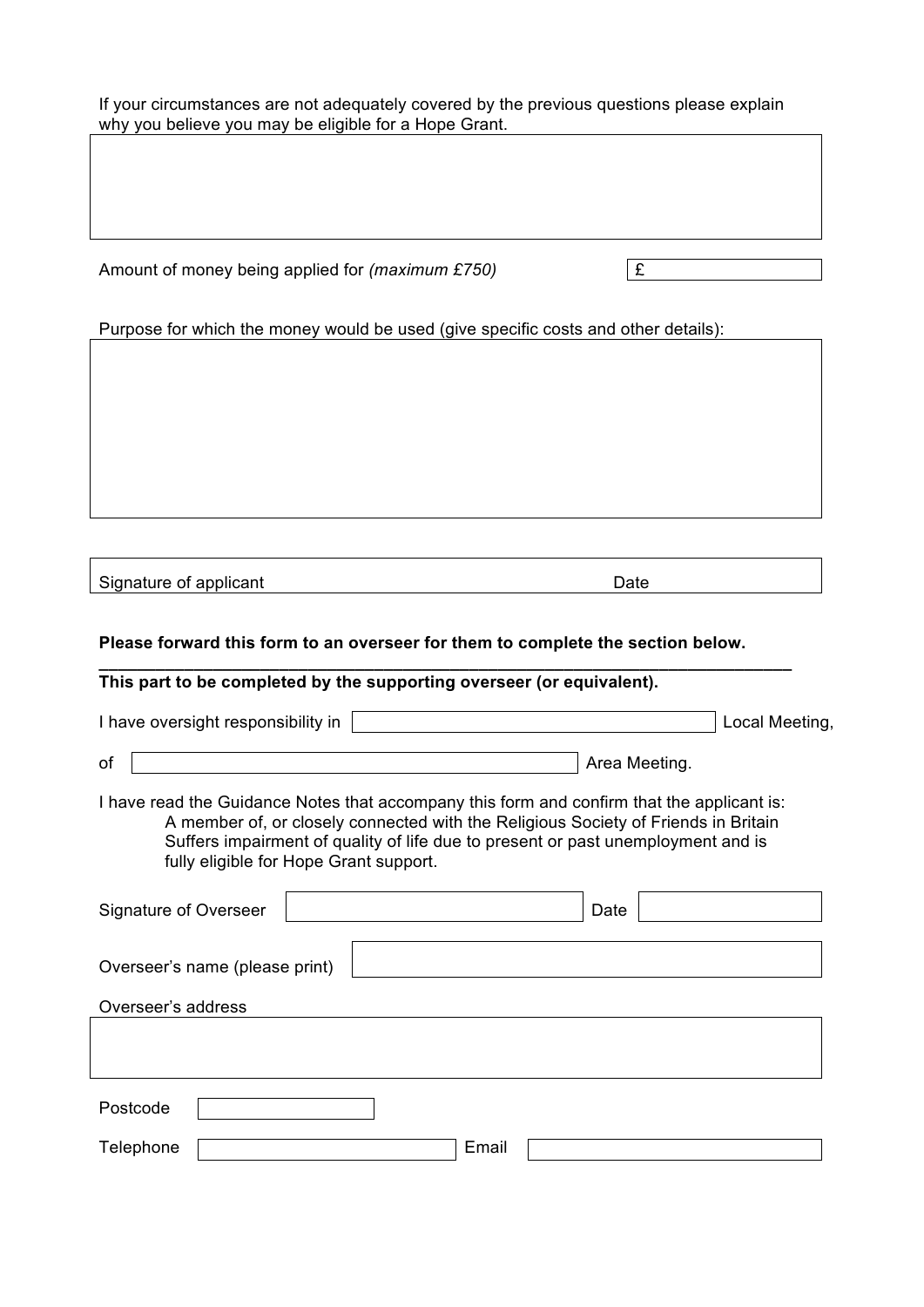If your circumstances are not adequately covered by the previous questions please explain why you believe you may be eligible for a Hope Grant.

Amount of money being applied for *(maximum £750)* £

Purpose for which the money would be used (give specific costs and other details):

Signature of applicant Date

**Please forward this form to an overseer for them to complete the section below.**

---

**This part to be completed by the supporting overseer (or equivalent).**

I have oversight responsibility in ______________________ Local Meeting,

of ______________________ Area Meeting.

I have read the Guidance Notes that accompany this form and confirm that the applicant is:

A member of, or closely connected with the Religious Society of Friends in Britain
Suffers impairment of quality of life due to present or past unemployment and is fully eligible for Hope Grant support.

Signature of Overseer Date

Overseer's name (please print)

Overseer's address

Postcode

Telephone Email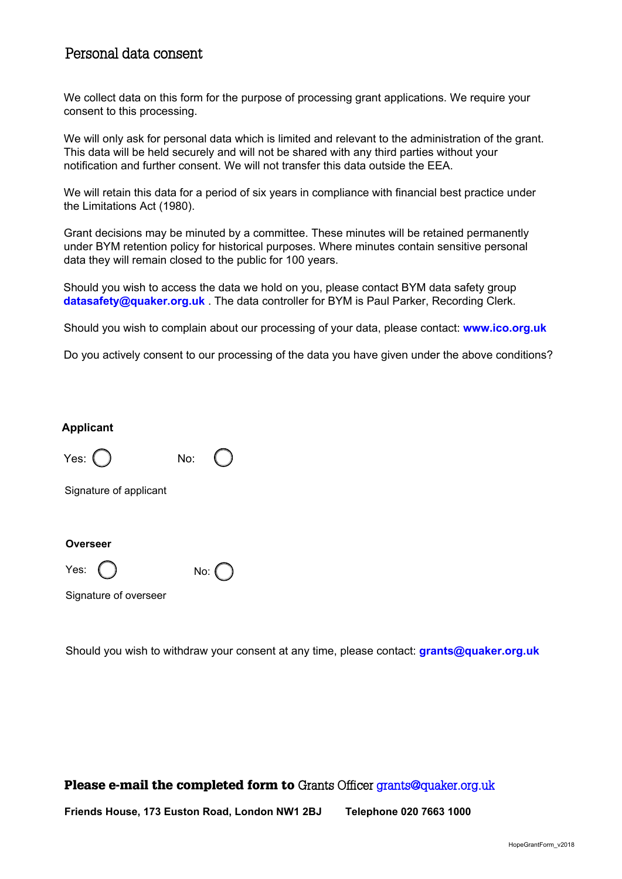## Personal data consent

We collect data on this form for the purpose of processing grant applications. We require your consent to this processing.

We will only ask for personal data which is limited and relevant to the administration of the grant. This data will be held securely and will not be shared with any third parties without your notification and further consent. We will not transfer this data outside the EEA.

We will retain this data for a period of six years in compliance with financial best practice under the Limitations Act (1980).

Grant decisions may be minuted by a committee. These minutes will be retained permanently under BYM retention policy for historical purposes. Where minutes contain sensitive personal data they will remain closed to the public for 100 years.

Should you wish to access the data we hold on you, please contact BYM data safety group **datasafety@quaker.org.uk** . The data controller for BYM is Paul Parker, Recording Clerk.

Should you wish to complain about our processing of your data, please contact: **www.ico.org.uk**

Do you actively consent to our processing of the data you have given under the above conditions?

**Applicant**

Yes: ◯ No: ◯

Signature of applicant

**Overseer**

Yes: ◯ No: ◯

Signature of overseer

Should you wish to withdraw your consent at any time, please contact: **grants@quaker.org.uk**

**Please e-mail the completed form to** Grants Officer grants@quaker.org.uk

**Friends House, 173 Euston Road, London NW1 2BJ Telephone 020 7663 1000**

HopeGrantForm_v2018